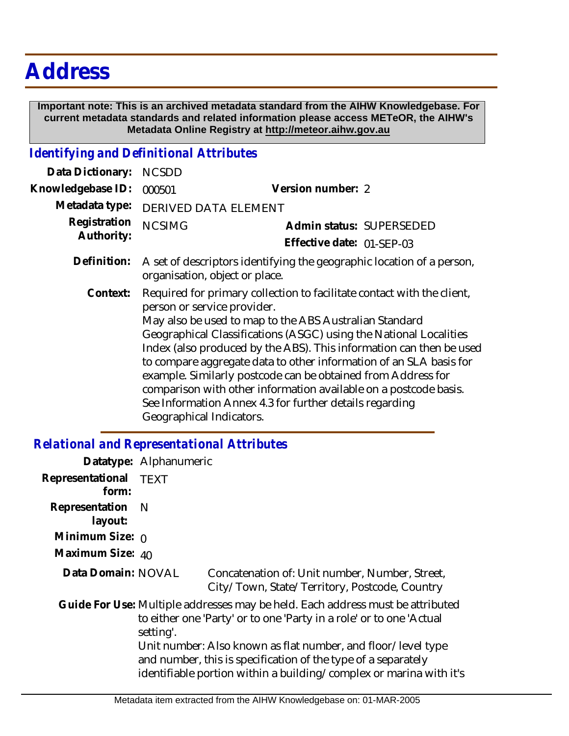# Address

**Important note: This is an archived metadata standard from the AIHW Knowledgebase. For current metadata standards and related information please access METeOR, the AIHW's Metadata Online Registry at http://meteor.aihw.gov.au**

## *Identifying and Definitional Attributes*

**Data Dictionary:** NCSDD

**Knowledgebase ID:** 000501 **Version number:** 2

**Metadata type:** DERIVED DATA ELEMENT

**Registration Authority:** NCSIMG **Admin status:** SUPERSEDED

**Effective date:** 01-SEP-03

**Definition:** A set of descriptors identifying the geographic location of a person, organisation, object or place.

**Context:** Required for primary collection to facilitate contact with the client, person or service provider.
May also be used to map to the ABS Australian Standard Geographical Classifications (ASGC) using the National Localities Index (also produced by the ABS). This information can then be used to compare aggregate data to other information of an SLA basis for example. Similarly postcode can be obtained from Address for comparison with other information available on a postcode basis. See Information Annex 4.3 for further details regarding Geographical Indicators.

## *Relational and Representational Attributes*

**Datatype:** Alphanumeric

**Representational form:** TEXT

**Representation layout:** N

**Minimum Size:** 0

**Maximum Size:** 40

**Data Domain:** NOVAL Concatenation of: Unit number, Number, Street, City/Town, State/Territory, Postcode, Country

**Guide For Use:** Multiple addresses may be held. Each address must be attributed to either one 'Party' or to one 'Party in a role' or to one 'Actual setting'.
Unit number: Also known as flat number, and floor/level type and number, this is specification of the type of a separately identifiable portion within a building/complex or marina with it's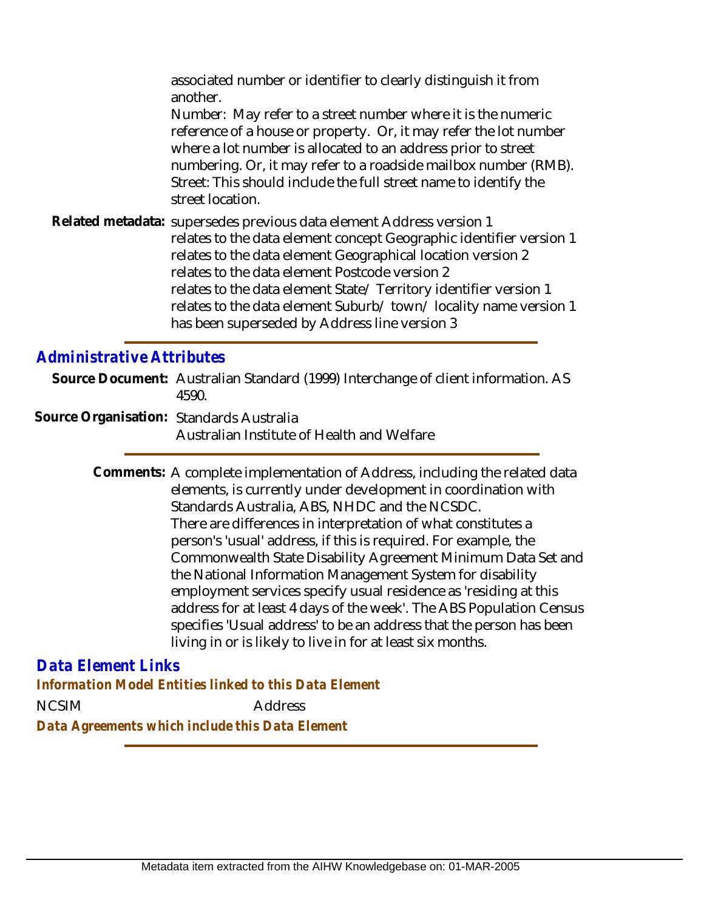associated number or identifier to clearly distinguish it from another.

Number: May refer to a street number where it is the numeric reference of a house or property. Or, it may refer the lot number where a lot number is allocated to an address prior to street numbering. Or, it may refer to a roadside mailbox number (RMB).

Street: This should include the full street name to identify the street location.

**Related metadata:** supersedes previous data element Address version 1
relates to the data element concept Geographic identifier version 1
relates to the data element Geographical location version 2
relates to the data element Postcode version 2
relates to the data element State/ Territory identifier version 1
relates to the data element Suburb/ town/ locality name version 1
has been superseded by Address line version 3

## Administrative Attributes

**Source Document:** Australian Standard (1999) Interchange of client information. AS 4590.

**Source Organisation:** Standards Australia
Australian Institute of Health and Welfare

**Comments:** A complete implementation of Address, including the related data elements, is currently under development in coordination with Standards Australia, ABS, NHDC and the NCSDC.
There are differences in interpretation of what constitutes a person's 'usual' address, if this is required. For example, the Commonwealth State Disability Agreement Minimum Data Set and the National Information Management System for disability employment services specify usual residence as 'residing at this address for at least 4 days of the week'. The ABS Population Census specifies 'Usual address' to be an address that the person has been living in or is likely to live in for at least six months.

## Data Element Links

### Information Model Entities linked to this Data Element

NCSIM Address

### Data Agreements which include this Data Element